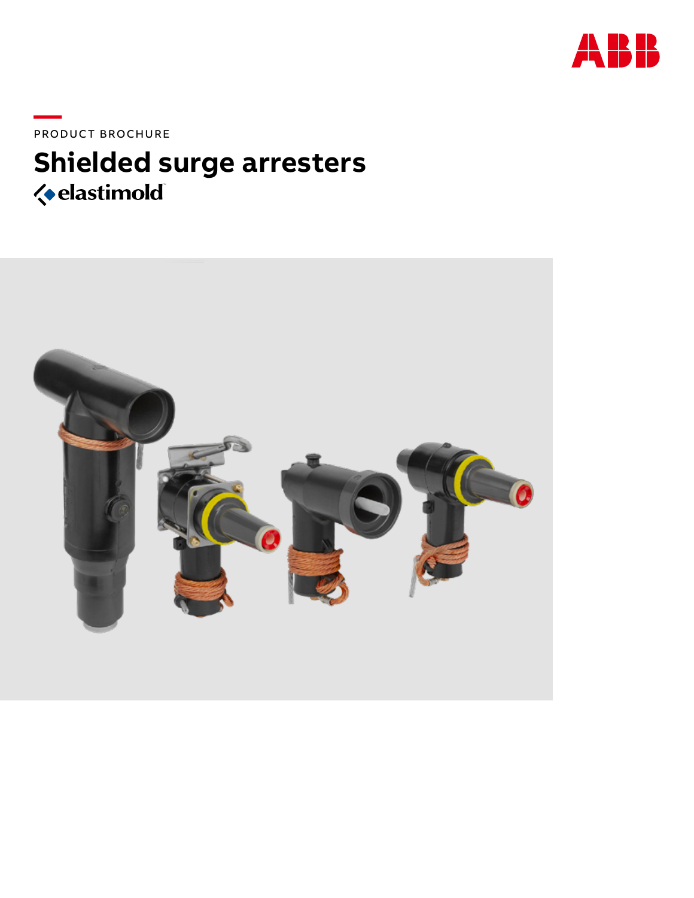PRODUCT BROCHURE

# Shielded surge arresters

elastimold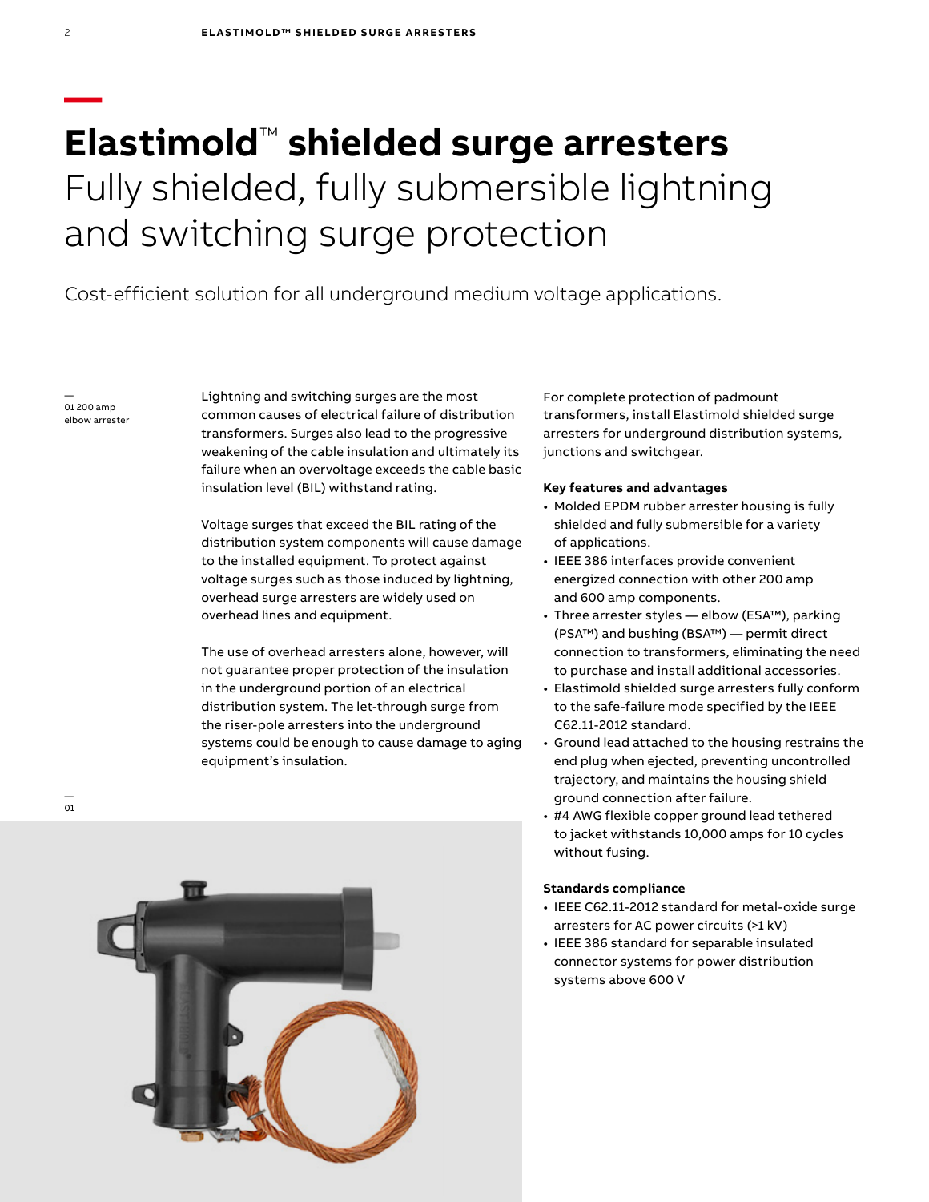# Elastimold™ shielded surge arresters
## Fully shielded, fully submersible lightning and switching surge protection

Cost-efficient solution for all underground medium voltage applications.

— 01 200 amp elbow arrester

Lightning and switching surges are the most common causes of electrical failure of distribution transformers. Surges also lead to the progressive weakening of the cable insulation and ultimately its failure when an overvoltage exceeds the cable basic insulation level (BIL) withstand rating.

Voltage surges that exceed the BIL rating of the distribution system components will cause damage to the installed equipment. To protect against voltage surges such as those induced by lightning, overhead surge arresters are widely used on overhead lines and equipment.

The use of overhead arresters alone, however, will not guarantee proper protection of the insulation in the underground portion of an electrical distribution system. The let-through surge from the riser-pole arresters into the underground systems could be enough to cause damage to aging equipment's insulation.

— 01

For complete protection of padmount transformers, install Elastimold shielded surge arresters for underground distribution systems, junctions and switchgear.

**Key features and advantages**

- Molded EPDM rubber arrester housing is fully shielded and fully submersible for a variety of applications.
- IEEE 386 interfaces provide convenient energized connection with other 200 amp and 600 amp components.
- Three arrester styles — elbow (ESA™), parking (PSA™) and bushing (BSA™) — permit direct connection to transformers, eliminating the need to purchase and install additional accessories.
- Elastimold shielded surge arresters fully conform to the safe-failure mode specified by the IEEE C62.11-2012 standard.
- Ground lead attached to the housing restrains the end plug when ejected, preventing uncontrolled trajectory, and maintains the housing shield ground connection after failure.
- #4 AWG flexible copper ground lead tethered to jacket withstands 10,000 amps for 10 cycles without fusing.

**Standards compliance**

- IEEE C62.11-2012 standard for metal-oxide surge arresters for AC power circuits (>1 kV)
- IEEE 386 standard for separable insulated connector systems for power distribution systems above 600 V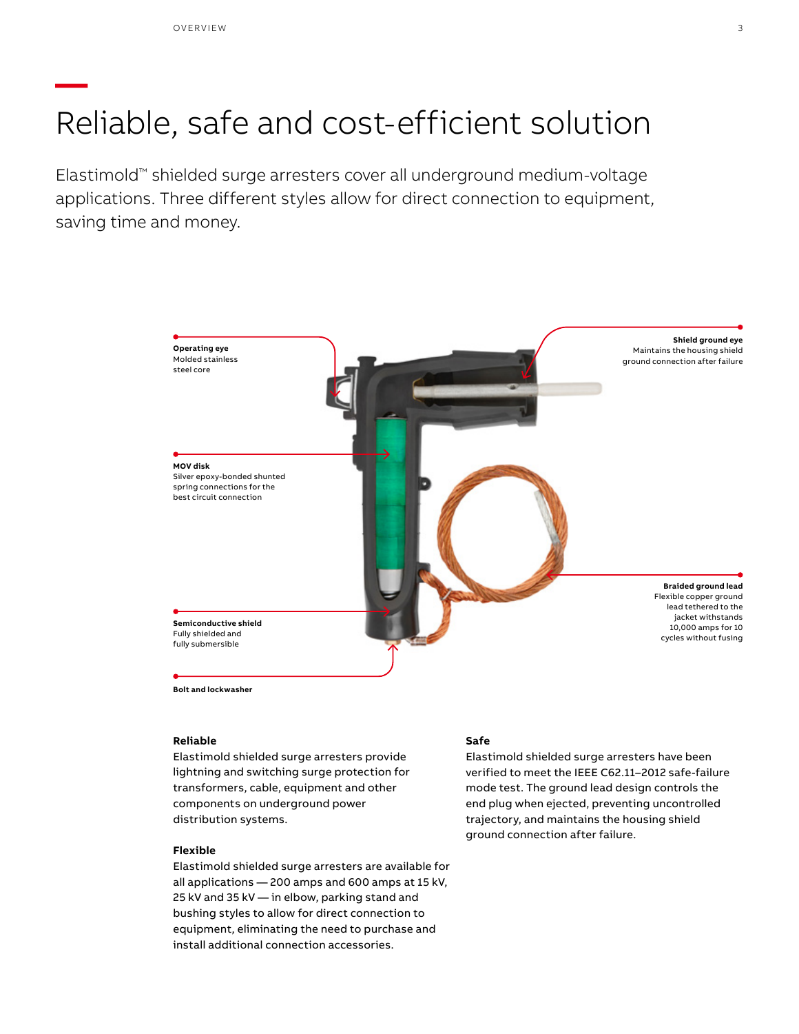# Reliable, safe and cost-efficient solution

Elastimold™ shielded surge arresters cover all underground medium-voltage applications. Three different styles allow for direct connection to equipment, saving time and money.

**Operating eye**
Molded stainless steel core

**Shield ground eye**
Maintains the housing shield ground connection after failure

**MOV disk**
Silver epoxy-bonded shunted spring connections for the best circuit connection

**Braided ground lead**
Flexible copper ground lead tethered to the jacket withstands 10,000 amps for 10 cycles without fusing

**Semiconductive shield**
Fully shielded and fully submersible

**Bolt and lockwasher**

### Reliable

Elastimold shielded surge arresters provide lightning and switching surge protection for transformers, cable, equipment and other components on underground power distribution systems.

### Flexible

Elastimold shielded surge arresters are available for all applications — 200 amps and 600 amps at 15 kV, 25 kV and 35 kV — in elbow, parking stand and bushing styles to allow for direct connection to equipment, eliminating the need to purchase and install additional connection accessories.

### Safe

Elastimold shielded surge arresters have been verified to meet the IEEE C62.11–2012 safe-failure mode test. The ground lead design controls the end plug when ejected, preventing uncontrolled trajectory, and maintains the housing shield ground connection after failure.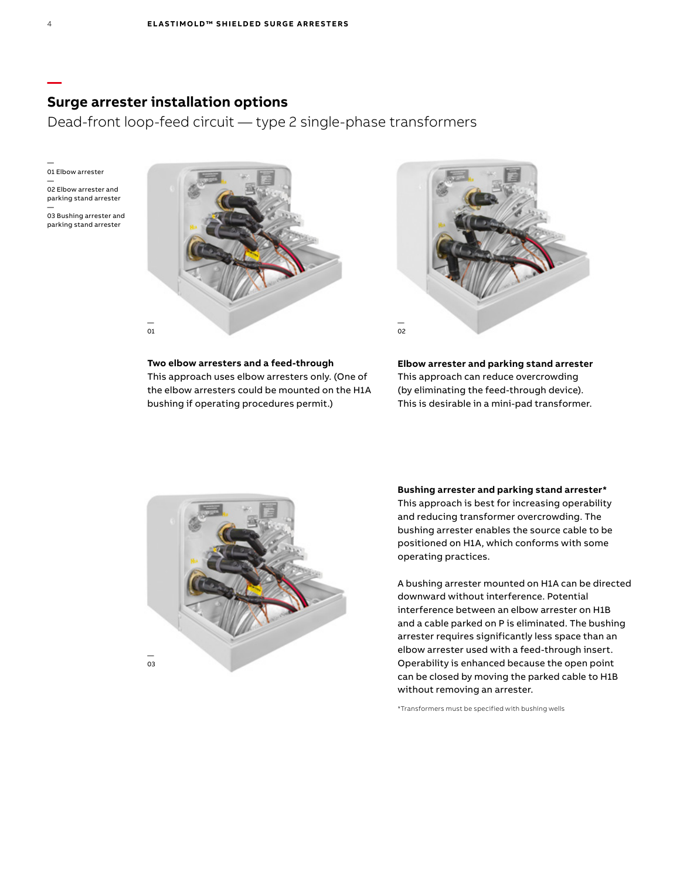## Surge arrester installation options

Dead-front loop-feed circuit — type 2 single-phase transformers

01 Elbow arrester

02 Elbow arrester and parking stand arrester

03 Bushing arrester and parking stand arrester

01

02

**Two elbow arresters and a feed-through**
This approach uses elbow arresters only. (One of the elbow arresters could be mounted on the H1A bushing if operating procedures permit.)

**Elbow arrester and parking stand arrester**
This approach can reduce overcrowding (by eliminating the feed-through device). This is desirable in a mini-pad transformer.

03

**Bushing arrester and parking stand arrester***
This approach is best for increasing operability and reducing transformer overcrowding. The bushing arrester enables the source cable to be positioned on H1A, which conforms with some operating practices.

A bushing arrester mounted on H1A can be directed downward without interference. Potential interference between an elbow arrester on H1B and a cable parked on P is eliminated. The bushing arrester requires significantly less space than an elbow arrester used with a feed-through insert. Operability is enhanced because the open point can be closed by moving the parked cable to H1B without removing an arrester.

*Transformers must be specified with bushing wells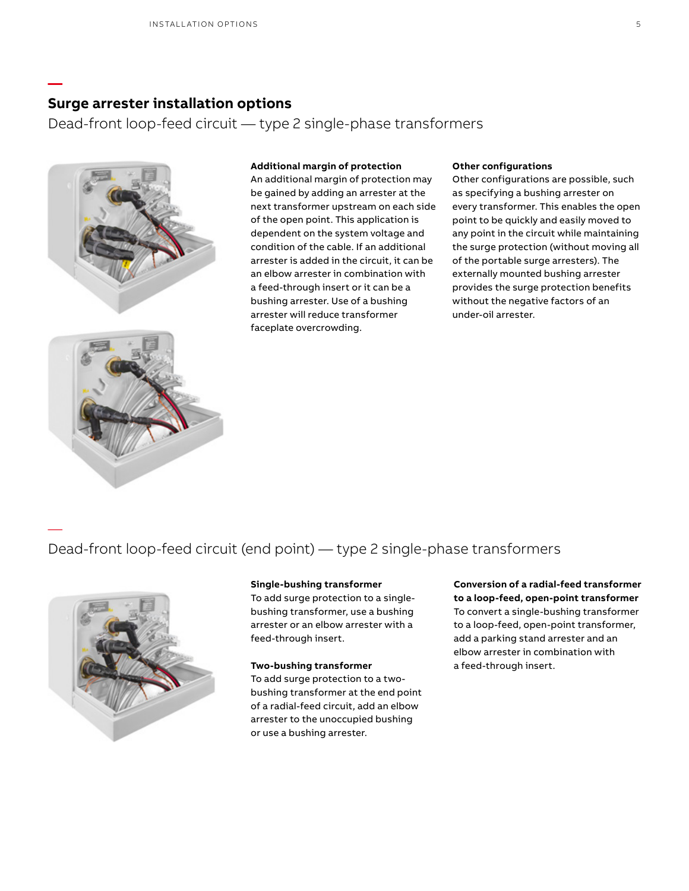## Surge arrester installation options

### Dead-front loop-feed circuit — type 2 single-phase transformers

**Additional margin of protection**
An additional margin of protection may be gained by adding an arrester at the next transformer upstream on each side of the open point. This application is dependent on the system voltage and condition of the cable. If an additional arrester is added in the circuit, it can be an elbow arrester in combination with a feed-through insert or it can be a bushing arrester. Use of a bushing arrester will reduce transformer faceplate overcrowding.

**Other configurations**
Other configurations are possible, such as specifying a bushing arrester on every transformer. This enables the open point to be quickly and easily moved to any point in the circuit while maintaining the surge protection (without moving all of the portable surge arresters). The externally mounted bushing arrester provides the surge protection benefits without the negative factors of an under-oil arrester.

### Dead-front loop-feed circuit (end point) — type 2 single-phase transformers

**Single-bushing transformer**
To add surge protection to a single-bushing transformer, use a bushing arrester or an elbow arrester with a feed-through insert.

**Two-bushing transformer**
To add surge protection to a two-bushing transformer at the end point of a radial-feed circuit, add an elbow arrester to the unoccupied bushing or use a bushing arrester.

**Conversion of a radial-feed transformer to a loop-feed, open-point transformer**
To convert a single-bushing transformer to a loop-feed, open-point transformer, add a parking stand arrester and an elbow arrester in combination with a feed-through insert.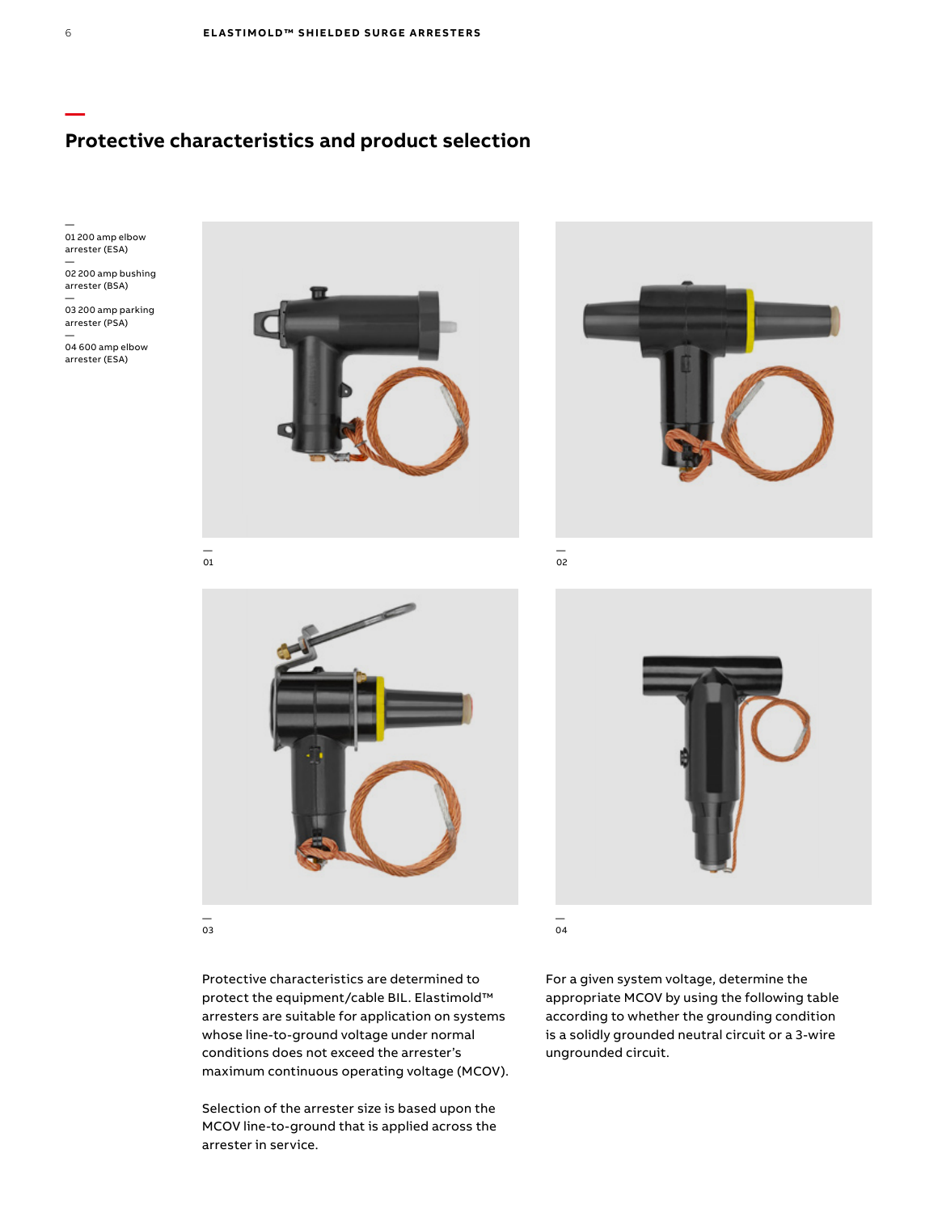## Protective characteristics and product selection

— 01 200 amp elbow arrester (ESA)

— 02 200 amp bushing arrester (BSA)

— 03 200 amp parking arrester (PSA)

— 04 600 amp elbow arrester (ESA)

— 01

— 02

— 03

— 04

Protective characteristics are determined to protect the equipment/cable BIL. Elastimold™ arresters are suitable for application on systems whose line-to-ground voltage under normal conditions does not exceed the arrester's maximum continuous operating voltage (MCOV).

Selection of the arrester size is based upon the MCOV line-to-ground that is applied across the arrester in service.

For a given system voltage, determine the appropriate MCOV by using the following table according to whether the grounding condition is a solidly grounded neutral circuit or a 3-wire ungrounded circuit.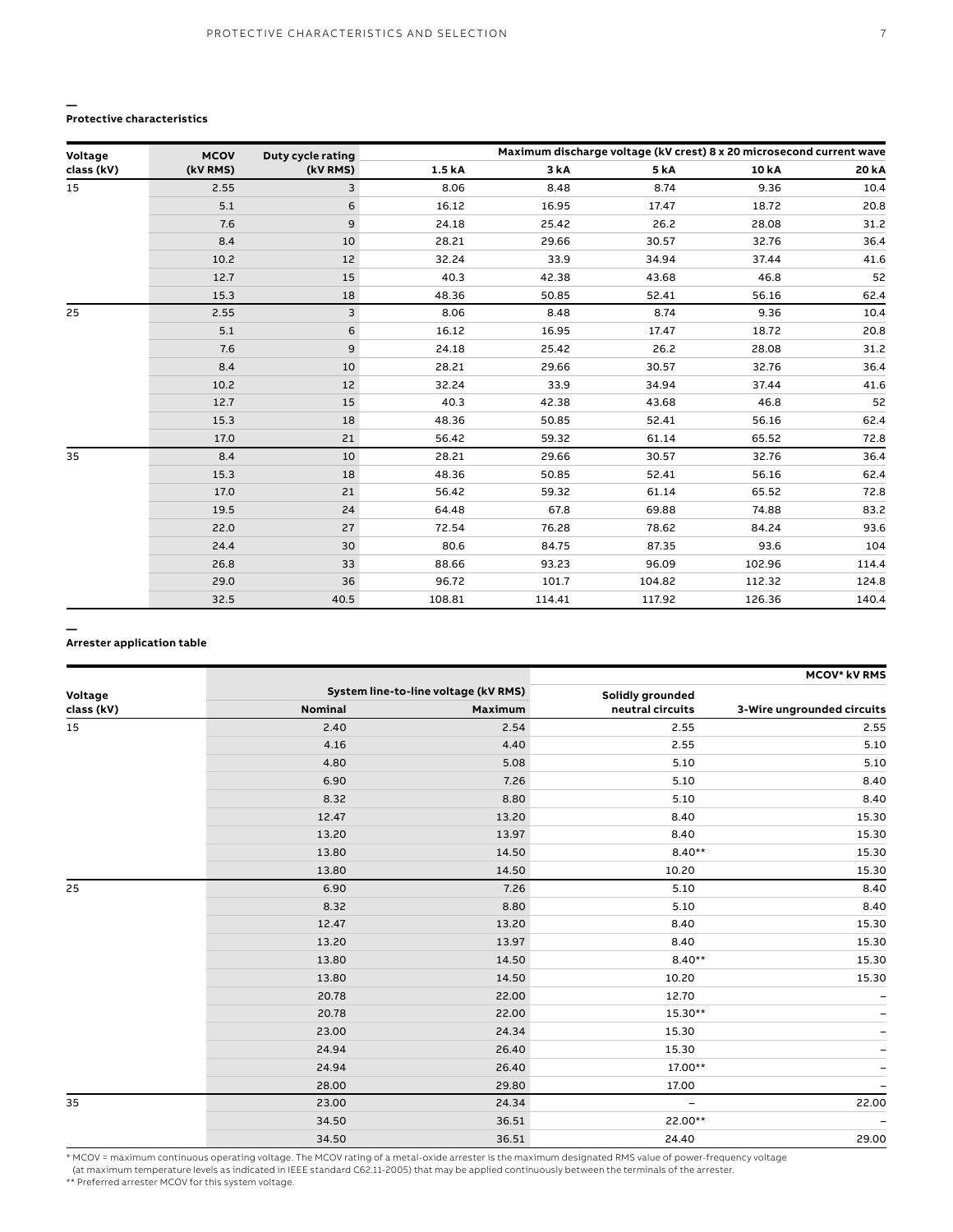## Protective characteristics

| Voltage class (kV) | MCOV (kV RMS) | Duty cycle rating (kV RMS) | Maximum discharge voltage (kV crest) 8 x 20 microsecond current wave | | | | |
|---|---|---|---|---|---|---|---|
| | | | 1.5 kA | 3 kA | 5 kA | 10 kA | 20 kA |
| 15 | 2.55 | 3 | 8.06 | 8.48 | 8.74 | 9.36 | 10.4 |
| | 5.1 | 6 | 16.12 | 16.95 | 17.47 | 18.72 | 20.8 |
| | 7.6 | 9 | 24.18 | 25.42 | 26.2 | 28.08 | 31.2 |
| | 8.4 | 10 | 28.21 | 29.66 | 30.57 | 32.76 | 36.4 |
| | 10.2 | 12 | 32.24 | 33.9 | 34.94 | 37.44 | 41.6 |
| | 12.7 | 15 | 40.3 | 42.38 | 43.68 | 46.8 | 52 |
| | 15.3 | 18 | 48.36 | 50.85 | 52.41 | 56.16 | 62.4 |
| 25 | 2.55 | 3 | 8.06 | 8.48 | 8.74 | 9.36 | 10.4 |
| | 5.1 | 6 | 16.12 | 16.95 | 17.47 | 18.72 | 20.8 |
| | 7.6 | 9 | 24.18 | 25.42 | 26.2 | 28.08 | 31.2 |
| | 8.4 | 10 | 28.21 | 29.66 | 30.57 | 32.76 | 36.4 |
| | 10.2 | 12 | 32.24 | 33.9 | 34.94 | 37.44 | 41.6 |
| | 12.7 | 15 | 40.3 | 42.38 | 43.68 | 46.8 | 52 |
| | 15.3 | 18 | 48.36 | 50.85 | 52.41 | 56.16 | 62.4 |
| | 17.0 | 21 | 56.42 | 59.32 | 61.14 | 65.52 | 72.8 |
| 35 | 8.4 | 10 | 28.21 | 29.66 | 30.57 | 32.76 | 36.4 |
| | 15.3 | 18 | 48.36 | 50.85 | 52.41 | 56.16 | 62.4 |
| | 17.0 | 21 | 56.42 | 59.32 | 61.14 | 65.52 | 72.8 |
| | 19.5 | 24 | 64.48 | 67.8 | 69.88 | 74.88 | 83.2 |
| | 22.0 | 27 | 72.54 | 76.28 | 78.62 | 84.24 | 93.6 |
| | 24.4 | 30 | 80.6 | 84.75 | 87.35 | 93.6 | 104 |
| | 26.8 | 33 | 88.66 | 93.23 | 96.09 | 102.96 | 114.4 |
| | 29.0 | 36 | 96.72 | 101.7 | 104.82 | 112.32 | 124.8 |
| | 32.5 | 40.5 | 108.81 | 114.41 | 117.92 | 126.36 | 140.4 |

## Arrester application table

| Voltage class (kV) | System line-to-line voltage (kV RMS) | | MCOV* kV RMS | |
|---|---|---|---|---|
| | Nominal | Maximum | Solidly grounded neutral circuits | 3-Wire ungrounded circuits |
| 15 | 2.40 | 2.54 | 2.55 | 2.55 |
| | 4.16 | 4.40 | 2.55 | 5.10 |
| | 4.80 | 5.08 | 5.10 | 5.10 |
| | 6.90 | 7.26 | 5.10 | 8.40 |
| | 8.32 | 8.80 | 5.10 | 8.40 |
| | 12.47 | 13.20 | 8.40 | 15.30 |
| | 13.20 | 13.97 | 8.40 | 15.30 |
| | 13.80 | 14.50 | 8.40** | 15.30 |
| | 13.80 | 14.50 | 10.20 | 15.30 |
| 25 | 6.90 | 7.26 | 5.10 | 8.40 |
| | 8.32 | 8.80 | 5.10 | 8.40 |
| | 12.47 | 13.20 | 8.40 | 15.30 |
| | 13.20 | 13.97 | 8.40 | 15.30 |
| | 13.80 | 14.50 | 8.40** | 15.30 |
| | 13.80 | 14.50 | 10.20 | 15.30 |
| | 20.78 | 22.00 | 12.70 | – |
| | 20.78 | 22.00 | 15.30** | – |
| | 23.00 | 24.34 | 15.30 | – |
| | 24.94 | 26.40 | 15.30 | – |
| | 24.94 | 26.40 | 17.00** | – |
| | 28.00 | 29.80 | 17.00 | – |
| 35 | 23.00 | 24.34 | – | 22.00 |
| | 34.50 | 36.51 | 22.00** | – |
| | 34.50 | 36.51 | 24.40 | 29.00 |

\* MCOV = maximum continuous operating voltage. The MCOV rating of a metal-oxide arrester is the maximum designated RMS value of power-frequency voltage (at maximum temperature levels as indicated in IEEE standard C62.11-2005) that may be applied continuously between the terminals of the arrester.

\** Preferred arrester MCOV for this system voltage.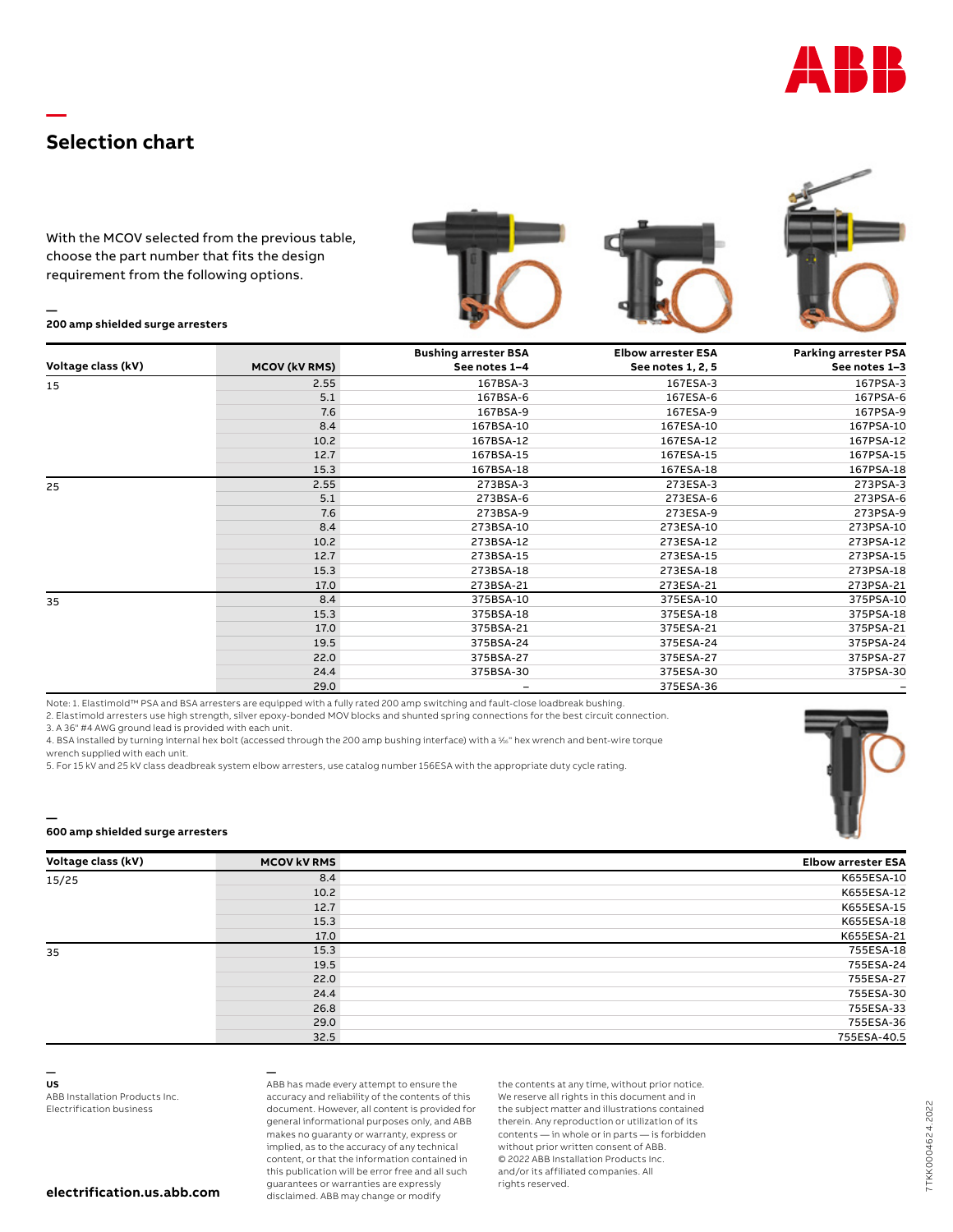## Selection chart

With the MCOV selected from the previous table, choose the part number that fits the design requirement from the following options.

**200 amp shielded surge arresters**

| Voltage class (kV) | MCOV (kV RMS) | Bushing arrester BSA See notes 1–4 | Elbow arrester ESA See notes 1, 2, 5 | Parking arrester PSA See notes 1–3 |
|---|---|---|---|---|
| 15 | 2.55 | 167BSA-3 | 167ESA-3 | 167PSA-3 |
| | 5.1 | 167BSA-6 | 167ESA-6 | 167PSA-6 |
| | 7.6 | 167BSA-9 | 167ESA-9 | 167PSA-9 |
| | 8.4 | 167BSA-10 | 167ESA-10 | 167PSA-10 |
| | 10.2 | 167BSA-12 | 167ESA-12 | 167PSA-12 |
| | 12.7 | 167BSA-15 | 167ESA-15 | 167PSA-15 |
| | 15.3 | 167BSA-18 | 167ESA-18 | 167PSA-18 |
| 25 | 2.55 | 273BSA-3 | 273ESA-3 | 273PSA-3 |
| | 5.1 | 273BSA-6 | 273ESA-6 | 273PSA-6 |
| | 7.6 | 273BSA-9 | 273ESA-9 | 273PSA-9 |
| | 8.4 | 273BSA-10 | 273ESA-10 | 273PSA-10 |
| | 10.2 | 273BSA-12 | 273ESA-12 | 273PSA-12 |
| | 12.7 | 273BSA-15 | 273ESA-15 | 273PSA-15 |
| | 15.3 | 273BSA-18 | 273ESA-18 | 273PSA-18 |
| | 17.0 | 273BSA-21 | 273ESA-21 | 273PSA-21 |
| 35 | 8.4 | 375BSA-10 | 375ESA-10 | 375PSA-10 |
| | 15.3 | 375BSA-18 | 375ESA-18 | 375PSA-18 |
| | 17.0 | 375BSA-21 | 375ESA-21 | 375PSA-21 |
| | 19.5 | 375BSA-24 | 375ESA-24 | 375PSA-24 |
| | 22.0 | 375BSA-27 | 375ESA-27 | 375PSA-27 |
| | 24.4 | 375BSA-30 | 375ESA-30 | 375PSA-30 |
| | 29.0 | – | 375ESA-36 | – |

Note: 1. Elastimold™ PSA and BSA arresters are equipped with a fully rated 200 amp switching and fault-close loadbreak bushing.
2. Elastimold arresters use high strength, silver epoxy-bonded MOV blocks and shunted spring connections for the best circuit connection.
3. A 36" #4 AWG ground lead is provided with each unit.
4. BSA installed by turning internal hex bolt (accessed through the 200 amp bushing interface) with a 5/16" hex wrench and bent-wire torque wrench supplied with each unit.
5. For 15 kV and 25 kV class deadbreak system elbow arresters, use catalog number 156ESA with the appropriate duty cycle rating.

**600 amp shielded surge arresters**

| Voltage class (kV) | MCOV kV RMS | Elbow arrester ESA |
|---|---|---|
| 15/25 | 8.4 | K655ESA-10 |
| | 10.2 | K655ESA-12 |
| | 12.7 | K655ESA-15 |
| | 15.3 | K655ESA-18 |
| | 17.0 | K655ESA-21 |
| 35 | 15.3 | 755ESA-18 |
| | 19.5 | 755ESA-24 |
| | 22.0 | 755ESA-27 |
| | 24.4 | 755ESA-30 |
| | 26.8 | 755ESA-33 |
| | 29.0 | 755ESA-36 |
| | 32.5 | 755ESA-40.5 |

**US**
ABB Installation Products Inc.
Electrification business

**electrification.us.abb.com**

ABB has made every attempt to ensure the accuracy and reliability of the contents of this document. However, all content is provided for general informational purposes only, and ABB makes no guaranty or warranty, express or implied, as to the accuracy of any technical content, or that the information contained in this publication will be error free and all such guarantees or warranties are expressly disclaimed. ABB may change or modify the contents at any time, without prior notice. We reserve all rights in this document and in the subject matter and illustrations contained therein. Any reproduction or utilization of its contents — in whole or in parts — is forbidden without prior written consent of ABB.
© 2022 ABB Installation Products Inc. and/or its affiliated companies. All rights reserved.

7TKK0004624.2022